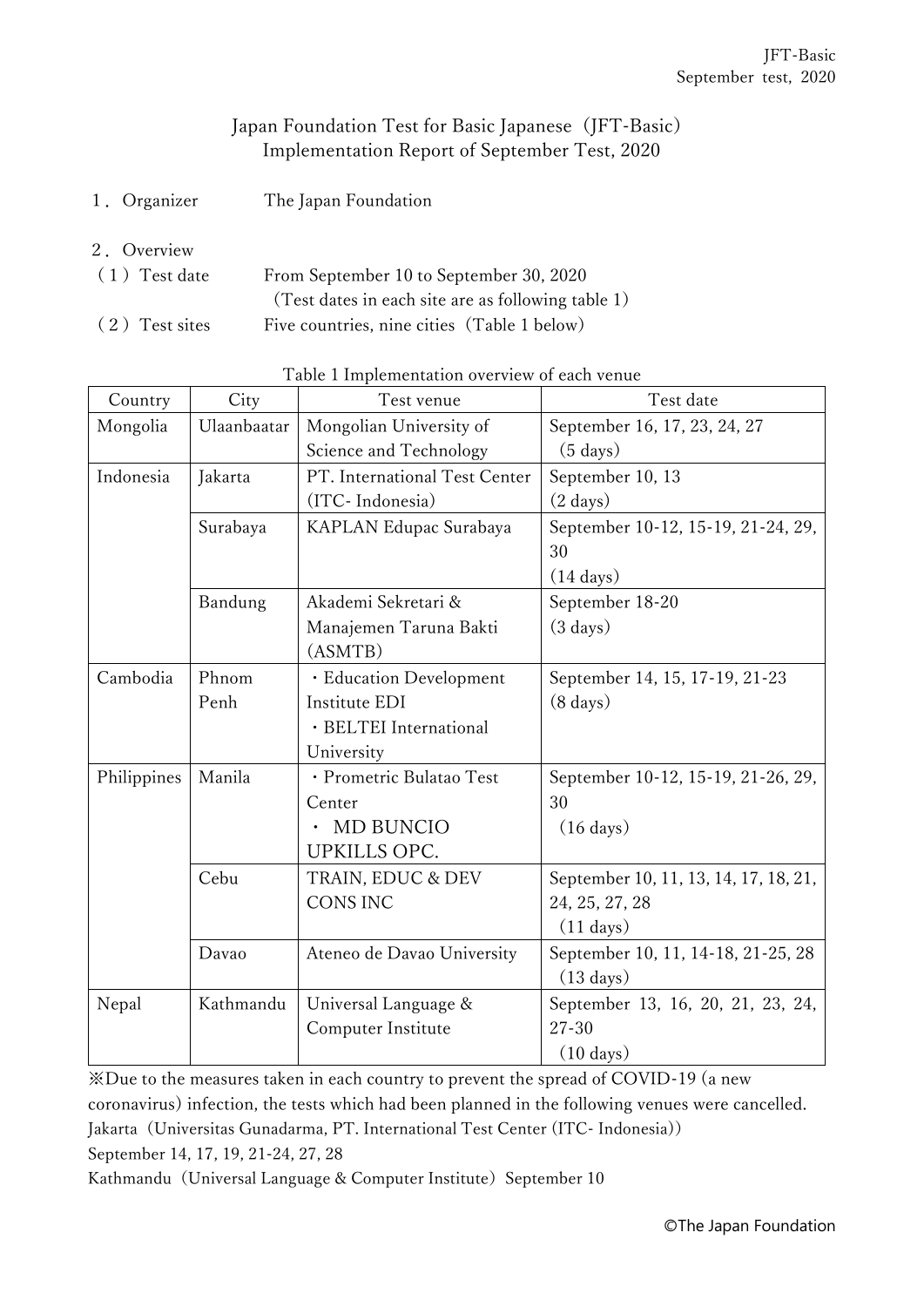# Japan Foundation Test for Basic Japanese（JFT-Basic）Implementation Report of September Test, 2020

１．Organizer　　The Japan Foundation

２．Overview

（１）Test date　　From September 10 to September 30, 2020
（Test dates in each site are as following table 1）

（２）Test sites　　Five countries, nine cities（Table 1 below）

Table 1 Implementation overview of each venue

| Country | City | Test venue | Test date |
|---|---|---|---|
| Mongolia | Ulaanbaatar | Mongolian University of Science and Technology | September 16, 17, 23, 24, 27 (5 days) |
| Indonesia | Jakarta | PT. International Test Center (ITC- Indonesia) | September 10, 13 (2 days) |
| | Surabaya | KAPLAN Edupac Surabaya | September 10-12, 15-19, 21-24, 29, 30 (14 days) |
| | Bandung | Akademi Sekretari & Manajemen Taruna Bakti (ASMTB) | September 18-20 (3 days) |
| Cambodia | Phnom Penh | ・Education Development Institute EDI<br>・BELTEI International University | September 14, 15, 17-19, 21-23 (8 days) |
| Philippines | Manila | ・Prometric Bulatao Test Center<br>・ MD BUNCIO UPKILLS OPC. | September 10-12, 15-19, 21-26, 29, 30 （16 days） |
| | Cebu | TRAIN, EDUC & DEV CONS INC | September 10, 11, 13, 14, 17, 18, 21, 24, 25, 27, 28 （11 days） |
| | Davao | Ateneo de Davao University | September 10, 11, 14-18, 21-25, 28 （13 days） |
| Nepal | Kathmandu | Universal Language & Computer Institute | September 13, 16, 20, 21, 23, 24, 27-30 （10 days） |

※Due to the measures taken in each country to prevent the spread of COVID-19 (a new coronavirus) infection, the tests which had been planned in the following venues were cancelled.

Jakarta（Universitas Gunadarma, PT. International Test Center (ITC- Indonesia)）
September 14, 17, 19, 21-24, 27, 28

Kathmandu（Universal Language & Computer Institute）September 10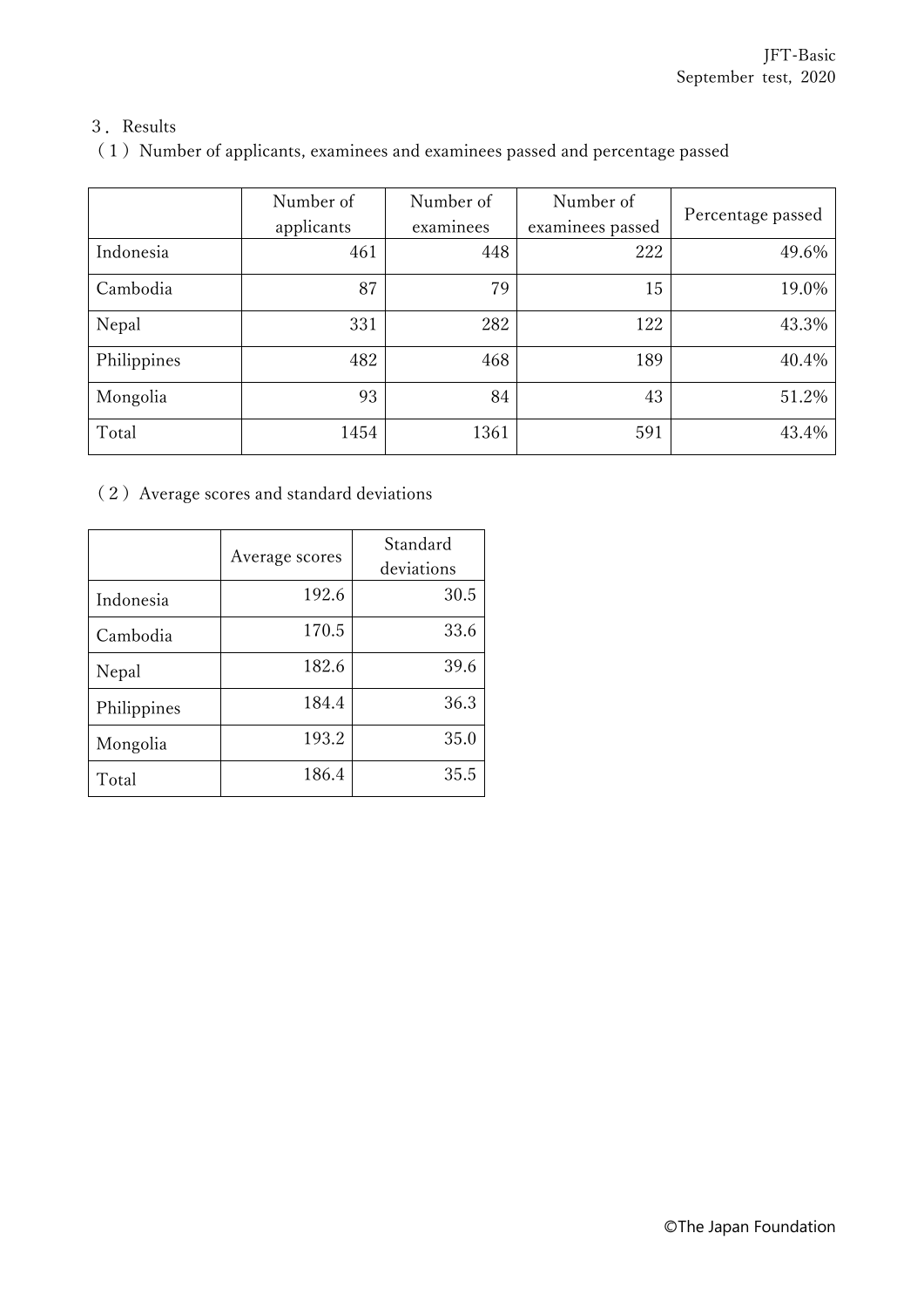## 3. Results

### (1) Number of applicants, examinees and examinees passed and percentage passed

| | Number of applicants | Number of examinees | Number of examinees passed | Percentage passed |
|---|---|---|---|---|
| Indonesia | 461 | 448 | 222 | 49.6% |
| Cambodia | 87 | 79 | 15 | 19.0% |
| Nepal | 331 | 282 | 122 | 43.3% |
| Philippines | 482 | 468 | 189 | 40.4% |
| Mongolia | 93 | 84 | 43 | 51.2% |
| Total | 1454 | 1361 | 591 | 43.4% |

### (2) Average scores and standard deviations

| | Average scores | Standard deviations |
|---|---|---|
| Indonesia | 192.6 | 30.5 |
| Cambodia | 170.5 | 33.6 |
| Nepal | 182.6 | 39.6 |
| Philippines | 184.4 | 36.3 |
| Mongolia | 193.2 | 35.0 |
| Total | 186.4 | 35.5 |

©The Japan Foundation